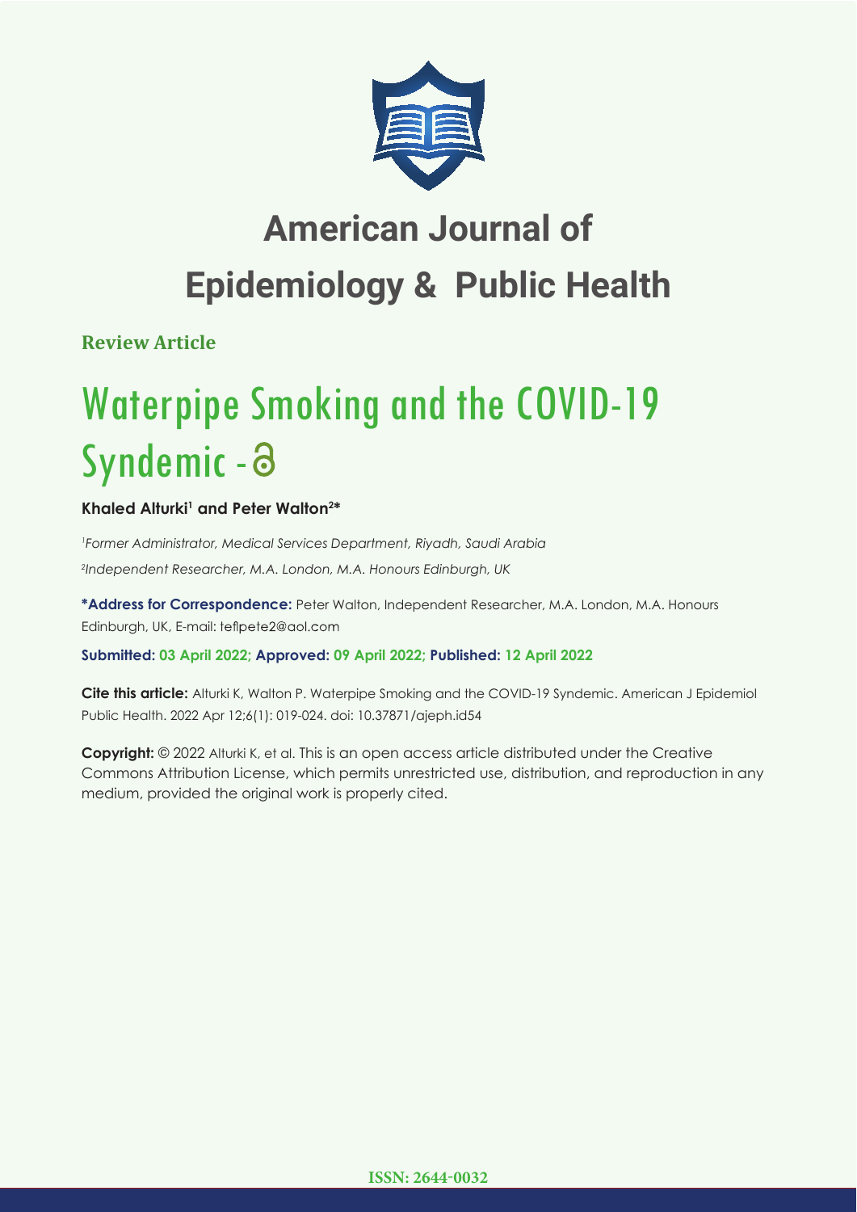# American Journal of Epidemiology & Public Health

**Review Article**

# Waterpipe Smoking and the COVID-19 Syndemic -

**Khaled Alturki[1] and Peter Walton[2]***

[1]*Former Administrator, Medical Services Department, Riyadh, Saudi Arabia*

[2]*Independent Researcher, M.A. London, M.A. Honours Edinburgh, UK*

**\*Address for Correspondence:** Peter Walton, Independent Researcher, M.A. London, M.A. Honours Edinburgh, UK, E-mail: teflpete2@aol.com

**Submitted: 03 April 2022; Approved: 09 April 2022; Published: 12 April 2022**

**Cite this article:** Alturki K, Walton P. Waterpipe Smoking and the COVID-19 Syndemic. American J Epidemiol Public Health. 2022 Apr 12;6(1): 019-024. doi: 10.37871/ajeph.id54

**Copyright:** © 2022 Alturki K, et al. This is an open access article distributed under the Creative Commons Attribution License, which permits unrestricted use, distribution, and reproduction in any medium, provided the original work is properly cited.

**ISSN: 2644-0032**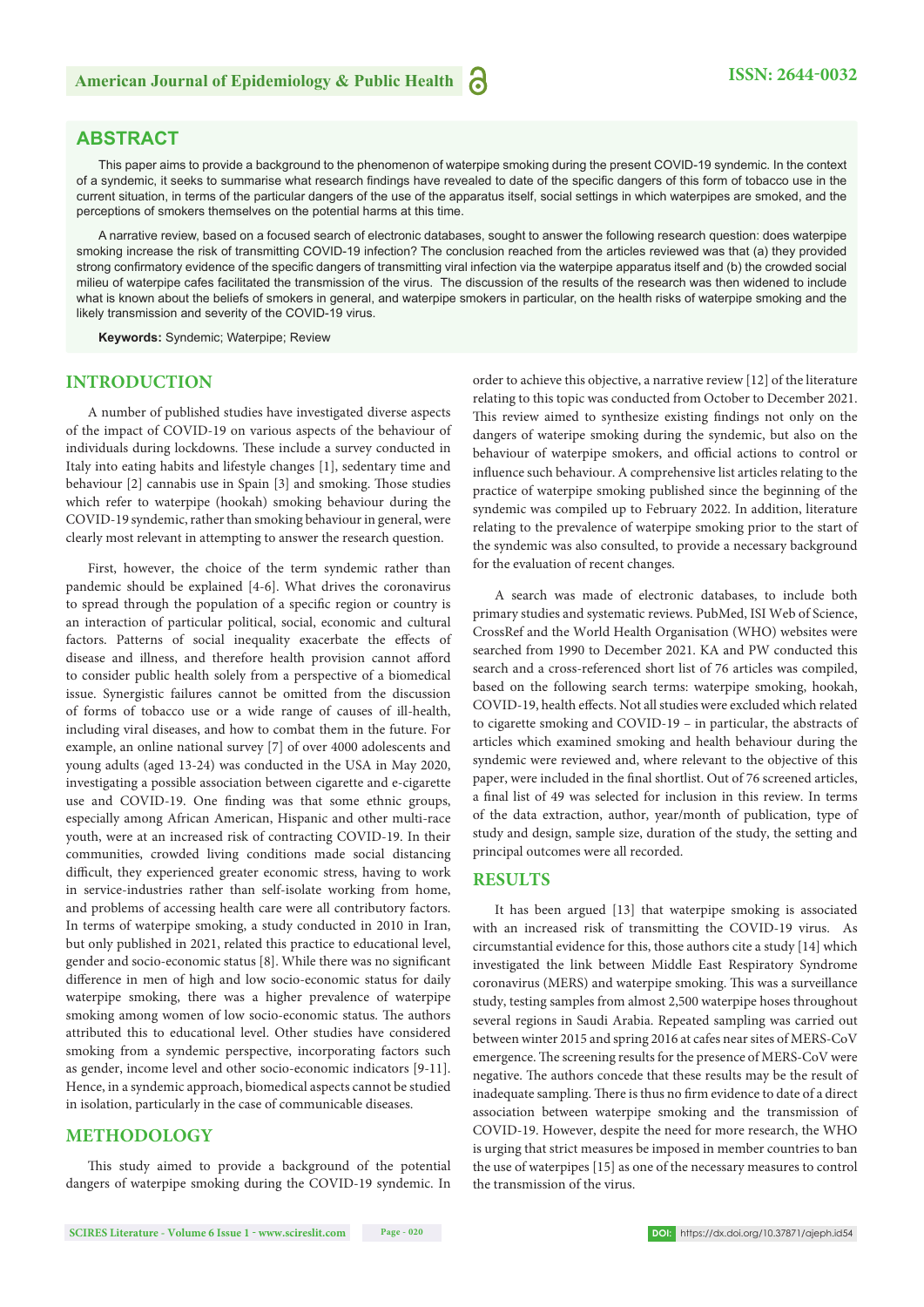## ABSTRACT

This paper aims to provide a background to the phenomenon of waterpipe smoking during the present COVID-19 syndemic. In the context of a syndemic, it seeks to summarise what research findings have revealed to date of the specific dangers of this form of tobacco use in the current situation, in terms of the particular dangers of the use of the apparatus itself, social settings in which waterpipes are smoked, and the perceptions of smokers themselves on the potential harms at this time.

A narrative review, based on a focused search of electronic databases, sought to answer the following research question: does waterpipe smoking increase the risk of transmitting COVID-19 infection? The conclusion reached from the articles reviewed was that (a) they provided strong confirmatory evidence of the specific dangers of transmitting viral infection via the waterpipe apparatus itself and (b) the crowded social milieu of waterpipe cafes facilitated the transmission of the virus. The discussion of the results of the research was then widened to include what is known about the beliefs of smokers in general, and waterpipe smokers in particular, on the health risks of waterpipe smoking and the likely transmission and severity of the COVID-19 virus.

**Keywords:** Syndemic; Waterpipe; Review

## INTRODUCTION

A number of published studies have investigated diverse aspects of the impact of COVID-19 on various aspects of the behaviour of individuals during lockdowns. These include a survey conducted in Italy into eating habits and lifestyle changes [1], sedentary time and behaviour [2] cannabis use in Spain [3] and smoking. Those studies which refer to waterpipe (hookah) smoking behaviour during the COVID-19 syndemic, rather than smoking behaviour in general, were clearly most relevant in attempting to answer the research question.

First, however, the choice of the term syndemic rather than pandemic should be explained [4-6]. What drives the coronavirus to spread through the population of a specific region or country is an interaction of particular political, social, economic and cultural factors. Patterns of social inequality exacerbate the effects of disease and illness, and therefore health provision cannot afford to consider public health solely from a perspective of a biomedical issue. Synergistic failures cannot be omitted from the discussion of forms of tobacco use or a wide range of causes of ill-health, including viral diseases, and how to combat them in the future. For example, an online national survey [7] of over 4000 adolescents and young adults (aged 13-24) was conducted in the USA in May 2020, investigating a possible association between cigarette and e-cigarette use and COVID-19. One finding was that some ethnic groups, especially among African American, Hispanic and other multi-race youth, were at an increased risk of contracting COVID-19. In their communities, crowded living conditions made social distancing difficult, they experienced greater economic stress, having to work in service-industries rather than self-isolate working from home, and problems of accessing health care were all contributory factors. In terms of waterpipe smoking, a study conducted in 2010 in Iran, but only published in 2021, related this practice to educational level, gender and socio-economic status [8]. While there was no significant difference in men of high and low socio-economic status for daily waterpipe smoking, there was a higher prevalence of waterpipe smoking among women of low socio-economic status. The authors attributed this to educational level. Other studies have considered smoking from a syndemic perspective, incorporating factors such as gender, income level and other socio-economic indicators [9-11]. Hence, in a syndemic approach, biomedical aspects cannot be studied in isolation, particularly in the case of communicable diseases.

## METHODOLOGY

This study aimed to provide a background of the potential dangers of waterpipe smoking during the COVID-19 syndemic. In order to achieve this objective, a narrative review [12] of the literature relating to this topic was conducted from October to December 2021. This review aimed to synthesize existing findings not only on the dangers of waterpipe smoking during the syndemic, but also on the behaviour of waterpipe smokers, and official actions to control or influence such behaviour. A comprehensive list articles relating to the practice of waterpipe smoking published since the beginning of the syndemic was compiled up to February 2022. In addition, literature relating to the prevalence of waterpipe smoking prior to the start of the syndemic was also consulted, to provide a necessary background for the evaluation of recent changes.

A search was made of electronic databases, to include both primary studies and systematic reviews. PubMed, ISI Web of Science, CrossRef and the World Health Organisation (WHO) websites were searched from 1990 to December 2021. KA and PW conducted this search and a cross-referenced short list of 76 articles was compiled, based on the following search terms: waterpipe smoking, hookah, COVID-19, health effects. Not all studies were excluded which related to cigarette smoking and COVID-19 – in particular, the abstracts of articles which examined smoking and health behaviour during the syndemic were reviewed and, where relevant to the objective of this paper, were included in the final shortlist. Out of 76 screened articles, a final list of 49 was selected for inclusion in this review. In terms of the data extraction, author, year/month of publication, type of study and design, sample size, duration of the study, the setting and principal outcomes were all recorded.

## RESULTS

It has been argued [13] that waterpipe smoking is associated with an increased risk of transmitting the COVID-19 virus. As circumstantial evidence for this, those authors cite a study [14] which investigated the link between Middle East Respiratory Syndrome coronavirus (MERS) and waterpipe smoking. This was a surveillance study, testing samples from almost 2,500 waterpipe hoses throughout several regions in Saudi Arabia. Repeated sampling was carried out between winter 2015 and spring 2016 at cafes near sites of MERS-CoV emergence. The screening results for the presence of MERS-CoV were negative. The authors concede that these results may be the result of inadequate sampling. There is thus no firm evidence to date of a direct association between waterpipe smoking and the transmission of COVID-19. However, despite the need for more research, the WHO is urging that strict measures be imposed in member countries to ban the use of waterpipes [15] as one of the necessary measures to control the transmission of the virus.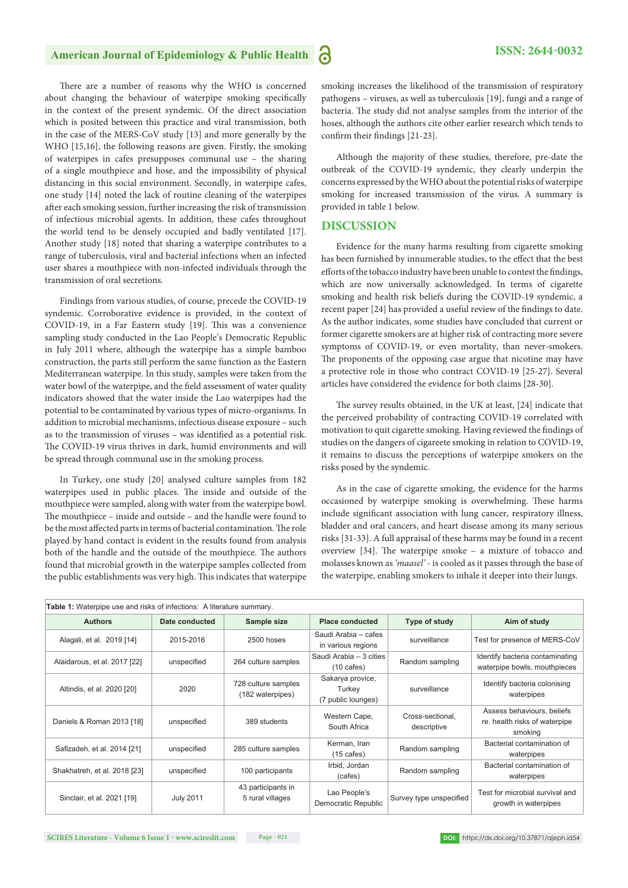There are a number of reasons why the WHO is concerned about changing the behaviour of waterpipe smoking specifically in the context of the present syndemic. Of the direct association which is posited between this practice and viral transmission, both in the case of the MERS-CoV study [13] and more generally by the WHO [15,16], the following reasons are given. Firstly, the smoking of waterpipes in cafes presupposes communal use – the sharing of a single mouthpiece and hose, and the impossibility of physical distancing in this social environment. Secondly, in waterpipe cafes, one study [14] noted the lack of routine cleaning of the waterpipes after each smoking session, further increasing the risk of transmission of infectious microbial agents. In addition, these cafes throughout the world tend to be densely occupied and badly ventilated [17]. Another study [18] noted that sharing a waterpipe contributes to a range of tuberculosis, viral and bacterial infections when an infected user shares a mouthpiece with non-infected individuals through the transmission of oral secretions.

Findings from various studies, of course, precede the COVID-19 syndemic. Corroborative evidence is provided, in the context of COVID-19, in a Far Eastern study [19]. This was a convenience sampling study conducted in the Lao People's Democratic Republic in July 2011 where, although the waterpipe has a simple bamboo construction, the parts still perform the same function as the Eastern Mediterranean waterpipe. In this study, samples were taken from the water bowl of the waterpipe, and the field assessment of water quality indicators showed that the water inside the Lao waterpipes had the potential to be contaminated by various types of micro-organisms. In addition to microbial mechanisms, infectious disease exposure – such as to the transmission of viruses – was identified as a potential risk. The COVID-19 virus thrives in dark, humid environments and will be spread through communal use in the smoking process.

In Turkey, one study [20] analysed culture samples from 182 waterpipes used in public places. The inside and outside of the mouthpiece were sampled, along with water from the waterpipe bowl. The mouthpiece – inside and outside – and the handle were found to be the most affected parts in terms of bacterial contamination. The role played by hand contact is evident in the results found from analysis both of the handle and the outside of the mouthpiece. The authors found that microbial growth in the waterpipe samples collected from the public establishments was very high. This indicates that waterpipe smoking increases the likelihood of the transmission of respiratory pathogens – viruses, as well as tuberculosis [19], fungi and a range of bacteria. The study did not analyse samples from the interior of the hoses, although the authors cite other earlier research which tends to confirm their findings [21-23].

Although the majority of these studies, therefore, pre-date the outbreak of the COVID-19 syndemic, they clearly underpin the concerns expressed by the WHO about the potential risks of waterpipe smoking for increased transmission of the virus. A summary is provided in table 1 below.

## DISCUSSION

Evidence for the many harms resulting from cigarette smoking has been furnished by innumerable studies, to the effect that the best efforts of the tobacco industry have been unable to contest the findings, which are now universally acknowledged. In terms of cigarette smoking and health risk beliefs during the COVID-19 syndemic, a recent paper [24] has provided a useful review of the findings to date. As the author indicates, some studies have concluded that current or former cigarette smokers are at higher risk of contracting more severe symptoms of COVID-19, or even mortality, than never-smokers. The proponents of the opposing case argue that nicotine may have a protective role in those who contract COVID-19 [25-27]. Several articles have considered the evidence for both claims [28-30].

The survey results obtained, in the UK at least, [24] indicate that the perceived probability of contracting COVID-19 correlated with motivation to quit cigarette smoking. Having reviewed the findings of studies on the dangers of cigareete smoking in relation to COVID-19, it remains to discuss the perceptions of waterpipe smokers on the risks posed by the syndemic.

As in the case of cigarette smoking, the evidence for the harms occasioned by waterpipe smoking is overwhelming. These harms include significant association with lung cancer, respiratory illness, bladder and oral cancers, and heart disease among its many serious risks [31-33]. A full appraisal of these harms may be found in a recent overview [34]. The waterpipe smoke – a mixture of tobacco and molasses known as *'maasel'* - is cooled as it passes through the base of the waterpipe, enabling smokers to inhale it deeper into their lungs.

**Table 1:** Waterpipe use and risks of infections: A literature summary.

| Authors | Date conducted | Sample size | Place conducted | Type of study | Aim of study |
|---|---|---|---|---|---|
| Alagali, et al. 2019 [14] | 2015-2016 | 2500 hoses | Saudi Arabia – cafes in various regions | surveillance | Test for presence of MERS-CoV |
| Alaidarous, et al. 2017 [22] | unspecified | 264 culture samples | Saudi Arabia – 3 cities (10 cafes) | Random sampling | Identify bacteria contaminating waterpipe bowls, mouthpieces |
| Altindis, et al. 2020 [20] | 2020 | 728 culture samples (182 waterpipes) | Sakarya provice, Turkey (7 public lounges) | surveillance | Identify bacteria colonising waterpipes |
| Daniels & Roman 2013 [18] | unspecified | 389 students | Western Cape, South Africa | Cross-sectional, descriptive | Assess behaviours, beliefs re. health risks of waterpipe smoking |
| Safizadeh, et al. 2014 [21] | unspecified | 285 culture samples | Kerman, Iran (15 cafes) | Random sampling | Bacterial contamination of waterpipes |
| Shakhatreh, et al. 2018 [23] | unspecified | 100 participants | Irbid, Jordan (cafes) | Random sampling | Bacterial contamination of waterpipes |
| Sinclair, et al. 2021 [19] | July 2011 | 43 participants in 5 rural villages | Lao People's Democratic Republic | Survey type unspecified | Test for microbial survival and growth in waterpipes |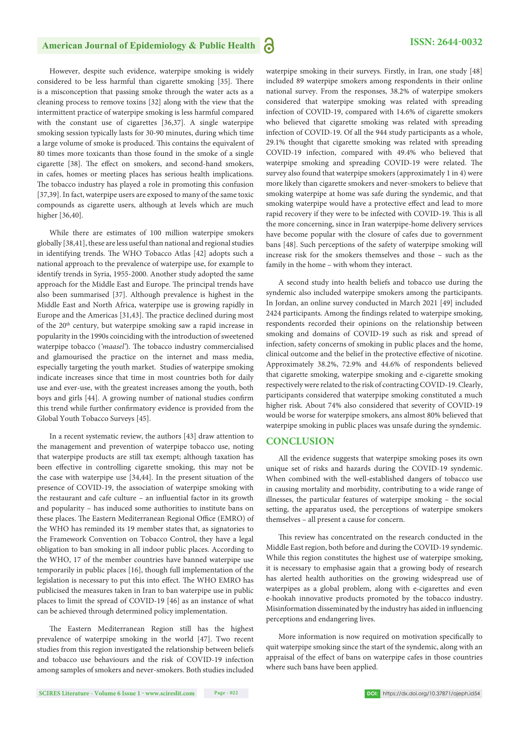However, despite such evidence, waterpipe smoking is widely considered to be less harmful than cigarette smoking [35]. There is a misconception that passing smoke through the water acts as a cleaning process to remove toxins [32] along with the view that the intermittent practice of waterpipe smoking is less harmful compared with the constant use of cigarettes [36,37]. A single waterpipe smoking session typically lasts for 30-90 minutes, during which time a large volume of smoke is produced. This contains the equivalent of 80 times more toxicants than those found in the smoke of a single cigarette [38]. The effect on smokers, and second-hand smokers, in cafes, homes or meeting places has serious health implications. The tobacco industry has played a role in promoting this confusion [37,39]. In fact, waterpipe users are exposed to many of the same toxic compounds as cigarette users, although at levels which are much higher [36,40].

While there are estimates of 100 million waterpipe smokers globally [38,41], these are less useful than national and regional studies in identifying trends. The WHO Tobacco Atlas [42] adopts such a national approach to the prevalence of waterpipe use, for example to identify trends in Syria, 1955-2000. Another study adopted the same approach for the Middle East and Europe. The principal trends have also been summarised [37]. Although prevalence is highest in the Middle East and North Africa, waterpipe use is growing rapidly in Europe and the Americas [31,43]. The practice declined during most of the 20th century, but waterpipe smoking saw a rapid increase in popularity in the 1990s coinciding with the introduction of sweetened waterpipe tobacco (*'maasel'*). The tobacco industry commercialised and glamourised the practice on the internet and mass media, especially targeting the youth market. Studies of waterpipe smoking indicate increases since that time in most countries both for daily use and ever-use, with the greatest increases among the youth, both boys and girls [44]. A growing number of national studies confirm this trend while further confirmatory evidence is provided from the Global Youth Tobacco Surveys [45].

In a recent systematic review, the authors [43] draw attention to the management and prevention of waterpipe tobacco use, noting that waterpipe products are still tax exempt; although taxation has been effective in controlling cigarette smoking, this may not be the case with waterpipe use [34,44]. In the present situation of the presence of COVID-19, the association of waterpipe smoking with the restaurant and cafe culture – an influential factor in its growth and popularity – has induced some authorities to institute bans on these places. The Eastern Mediterranean Regional Office (EMRO) of the WHO has reminded its 19 member states that, as signatories to the Framework Convention on Tobacco Control, they have a legal obligation to ban smoking in all indoor public places. According to the WHO, 17 of the member countries have banned waterpipe use temporarily in public places [16], though full implementation of the legislation is necessary to put this into effect. The WHO EMRO has publicised the measures taken in Iran to ban waterpipe use in public places to limit the spread of COVID-19 [46] as an instance of what can be achieved through determined policy implementation.

The Eastern Mediterranean Region still has the highest prevalence of waterpipe smoking in the world [47]. Two recent studies from this region investigated the relationship between beliefs and tobacco use behaviours and the risk of COVID-19 infection among samples of smokers and never-smokers. Both studies included waterpipe smoking in their surveys. Firstly, in Iran, one study [48] included 89 waterpipe smokers among respondents in their online national survey. From the responses, 38.2% of waterpipe smokers considered that waterpipe smoking was related with spreading infection of COVID-19, compared with 14.6% of cigarette smokers who believed that cigarette smoking was related with spreading infection of COVID-19. Of all the 944 study participants as a whole, 29.1% thought that cigarette smoking was related with spreading COVID-19 infection, compared with 49.4% who believed that waterpipe smoking and spreading COVID-19 were related. The survey also found that waterpipe smokers (approximately 1 in 4) were more likely than cigarette smokers and never-smokers to believe that smoking waterpipe at home was safe during the syndemic, and that smoking waterpipe would have a protective effect and lead to more rapid recovery if they were to be infected with COVID-19. This is all the more concerning, since in Iran waterpipe-home delivery services have become popular with the closure of cafes due to government bans [48]. Such perceptions of the safety of waterpipe smoking will increase risk for the smokers themselves and those – such as the family in the home – with whom they interact.

A second study into health beliefs and tobacco use during the syndemic also included waterpipe smokers among the participants. In Jordan, an online survey conducted in March 2021 [49] included 2424 participants. Among the findings related to waterpipe smoking, respondents recorded their opinions on the relationship between smoking and domains of COVID-19 such as risk and spread of infection, safety concerns of smoking in public places and the home, clinical outcome and the belief in the protective effective of nicotine. Approximately 38.2%, 72.9% and 44.6% of respondents believed that cigarette smoking, waterpipe smoking and e-cigarette smoking respectively were related to the risk of contracting COVID-19. Clearly, participants considered that waterpipe smoking constituted a much higher risk. About 74% also considered that severity of COVID-19 would be worse for waterpipe smokers, ans almost 80% believed that waterpipe smoking in public places was unsafe during the syndemic.

## CONCLUSION

All the evidence suggests that waterpipe smoking poses its own unique set of risks and hazards during the COVID-19 syndemic. When combined with the well-established dangers of tobacco use in causing mortality and morbidity, contributing to a wide range of illnesses, the particular features of waterpipe smoking – the social setting, the apparatus used, the perceptions of waterpipe smokers themselves – all present a cause for concern.

This review has concentrated on the research conducted in the Middle East region, both before and during the COVID-19 syndemic. While this region constitutes the highest use of waterpipe smoking, it is necessary to emphasise again that a growing body of research has alerted health authorities on the growing widespread use of waterpipes as a global problem, along with e-cigarettes and even e-hookah innovative products promoted by the tobacco industry. Misinformation disseminated by the industry has aided in influencing perceptions and endangering lives.

More information is now required on motivation specifically to quit waterpipe smoking since the start of the syndemic, along with an appraisal of the effect of bans on waterpipe cafes in those countries where such bans have been applied.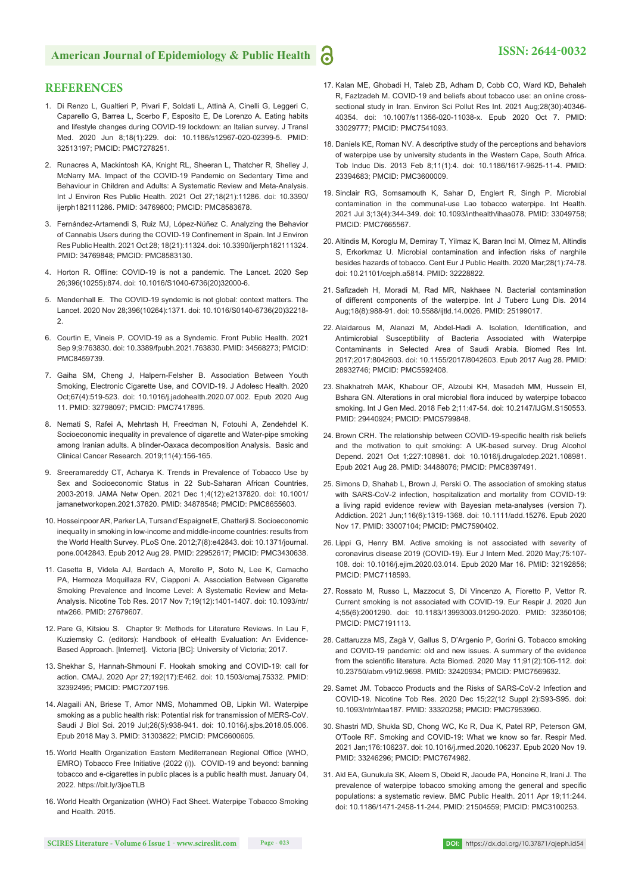## REFERENCES

1. Di Renzo L, Gualtieri P, Pivari F, Soldati L, Attinà A, Cinelli G, Leggeri C, Caparello G, Barrea L, Scerbo F, Esposito E, De Lorenzo A. Eating habits and lifestyle changes during COVID-19 lockdown: an Italian survey. J Transl Med. 2020 Jun 8;18(1):229. doi: 10.1186/s12967-020-02399-5. PMID: 32513197; PMCID: PMC7278251.

2. Runacres A, Mackintosh KA, Knight RL, Sheeran L, Thatcher R, Shelley J, McNarry MA. Impact of the COVID-19 Pandemic on Sedentary Time and Behaviour in Children and Adults: A Systematic Review and Meta-Analysis. Int J Environ Res Public Health. 2021 Oct 27;18(21):11286. doi: 10.3390/ijerph182111286. PMID: 34769800; PMCID: PMC8583678.

3. Fernández-Artamendi S, Ruiz MJ, López-Núñez C. Analyzing the Behavior of Cannabis Users during the COVID-19 Confinement in Spain. Int J Environ Res Public Health. 2021 Oct 28; 18(21):11324. doi: 10.3390/ijerph182111324. PMID: 34769848; PMCID: PMC8583130.

4. Horton R. Offline: COVID-19 is not a pandemic. The Lancet. 2020 Sep 26;396(10255):874. doi: 10.1016/S1040-6736(20)32000-6.

5. Mendenhall E. The COVID-19 syndemic is not global: context matters. The Lancet. 2020 Nov 28;396(10264):1371. doi: 10.1016/S0140-6736(20)32218-2.

6. Courtin E, Vineis P. COVID-19 as a Syndemic. Front Public Health. 2021 Sep 9;9:763830. doi: 10.3389/fpubh.2021.763830. PMID: 34568273; PMCID: PMC8459739.

7. Gaiha SM, Cheng J, Halpern-Felsher B. Association Between Youth Smoking, Electronic Cigarette Use, and COVID-19. J Adolesc Health. 2020 Oct;67(4):519-523. doi: 10.1016/j.jadohealth.2020.07.002. Epub 2020 Aug 11. PMID: 32798097; PMCID: PMC7417895.

8. Nemati S, Rafei A, Mehrtash H, Freedman N, Fotouhi A, Zendehdel K. Socioeconomic inequality in prevalence of cigarette and Water-pipe smoking among Iranian adults. A blinder-Oaxaca decomposition Analysis. Basic and Clinical Cancer Research. 2019;11(4):156-165.

9. Sreeramareddy CT, Acharya K. Trends in Prevalence of Tobacco Use by Sex and Socioeconomic Status in 22 Sub-Saharan African Countries, 2003-2019. JAMA Netw Open. 2021 Dec 1;4(12):e2137820. doi: 10.1001/jamanetworkopen.2021.37820. PMID: 34878548; PMCID: PMC8655603.

10. Hosseinpoor AR, Parker LA, Tursan d'Espaignet E, Chatterji S. Socioeconomic inequality in smoking in low-income and middle-income countries: results from the World Health Survey. PLoS One. 2012;7(8):e42843. doi: 10.1371/journal.pone.0042843. Epub 2012 Aug 29. PMID: 22952617; PMCID: PMC3430638.

11. Casetta B, Videla AJ, Bardach A, Morello P, Soto N, Lee K, Camacho PA, Hermoza Moquillaza RV, Ciapponi A. Association Between Cigarette Smoking Prevalence and Income Level: A Systematic Review and Meta-Analysis. Nicotine Tob Res. 2017 Nov 7;19(12):1401-1407. doi: 10.1093/ntr/ntw266. PMID: 27679607.

12. Pare G, Kitsiou S. Chapter 9: Methods for Literature Reviews. In Lau F, Kuziemsky C. (editors): Handbook of eHealth Evaluation: An Evidence-Based Approach. [Internet]. Victoria [BC]: University of Victoria; 2017.

13. Shekhar S, Hannah-Shmouni F. Hookah smoking and COVID-19: call for action. CMAJ. 2020 Apr 27;192(17):E462. doi: 10.1503/cmaj.75332. PMID: 32392495; PMCID: PMC7207196.

14. Alagaili AN, Briese T, Amor NMS, Mohammed OB, Lipkin WI. Waterpipe smoking as a public health risk: Potential risk for transmission of MERS-CoV. Saudi J Biol Sci. 2019 Jul;26(5):938-941. doi: 10.1016/j.sjbs.2018.05.006. Epub 2018 May 3. PMID: 31303822; PMCID: PMC6600605.

15. World Health Organization Eastern Mediterranean Regional Office (WHO, EMRO) Tobacco Free Initiative (2022 (i)). COVID-19 and beyond: banning tobacco and e-cigarettes in public places is a public health must. January 04, 2022. https://bit.ly/3joeTLB

16. World Health Organization (WHO) Fact Sheet. Waterpipe Tobacco Smoking and Health. 2015.

17. Kalan ME, Ghobadi H, Taleb ZB, Adham D, Cobb CO, Ward KD, Behaleh R, Fazlzadeh M. COVID-19 and beliefs about tobacco use: an online cross-sectional study in Iran. Environ Sci Pollut Res Int. 2021 Aug;28(30):40346-40354. doi: 10.1007/s11356-020-11038-x. Epub 2020 Oct 7. PMID: 33029777; PMCID: PMC7541093.

18. Daniels KE, Roman NV. A descriptive study of the perceptions and behaviors of waterpipe use by university students in the Western Cape, South Africa. Tob Induc Dis. 2013 Feb 8;11(1):4. doi: 10.1186/1617-9625-11-4. PMID: 23394683; PMCID: PMC3600009.

19. Sinclair RG, Somsamouth K, Sahar D, Englert R, Singh P. Microbial contamination in the communal-use Lao tobacco waterpipe. Int Health. 2021 Jul 3;13(4):344-349. doi: 10.1093/inthealth/ihaa078. PMID: 33049758; PMCID: PMC7665567.

20. Altindis M, Koroglu M, Demiray T, Yilmaz K, Baran Inci M, Olmez M, Altindis S, Erkorkmaz U. Microbial contamination and infection risks of narghile besides hazards of tobacco. Cent Eur J Public Health. 2020 Mar;28(1):74-78. doi: 10.21101/cejph.a5814. PMID: 32228822.

21. Safizadeh H, Moradi M, Rad MR, Nakhaee N. Bacterial contamination of different components of the waterpipe. Int J Tuberc Lung Dis. 2014 Aug;18(8):988-91. doi: 10.5588/ijtld.14.0026. PMID: 25199017.

22. Alaidarous M, Alanazi M, Abdel-Hadi A. Isolation, Identification, and Antimicrobial Susceptibility of Bacteria Associated with Waterpipe Contaminants in Selected Area of Saudi Arabia. Biomed Res Int. 2017;2017:8042603. doi: 10.1155/2017/8042603. Epub 2017 Aug 28. PMID: 28932746; PMCID: PMC5592408.

23. Shakhatreh MAK, Khabour OF, Alzoubi KH, Masadeh MM, Hussein EI, Bshara GN. Alterations in oral microbial flora induced by waterpipe tobacco smoking. Int J Gen Med. 2018 Feb 2;11:47-54. doi: 10.2147/IJGM.S150553. PMID: 29440924; PMCID: PMC5799848.

24. Brown CRH. The relationship between COVID-19-specific health risk beliefs and the motivation to quit smoking: A UK-based survey. Drug Alcohol Depend. 2021 Oct 1;227:108981. doi: 10.1016/j.drugalcdep.2021.108981. Epub 2021 Aug 28. PMID: 34488076; PMCID: PMC8397491.

25. Simons D, Shahab L, Brown J, Perski O. The association of smoking status with SARS-CoV-2 infection, hospitalization and mortality from COVID-19: a living rapid evidence review with Bayesian meta-analyses (version 7). Addiction. 2021 Jun;116(6):1319-1368. doi: 10.1111/add.15276. Epub 2020 Nov 17. PMID: 33007104; PMCID: PMC7590402.

26. Lippi G, Henry BM. Active smoking is not associated with severity of coronavirus disease 2019 (COVID-19). Eur J Intern Med. 2020 May;75:107-108. doi: 10.1016/j.ejim.2020.03.014. Epub 2020 Mar 16. PMID: 32192856; PMCID: PMC7118593.

27. Rossato M, Russo L, Mazzocut S, Di Vincenzo A, Fioretto P, Vettor R. Current smoking is not associated with COVID-19. Eur Respir J. 2020 Jun 4;55(6):2001290. doi: 10.1183/13993003.01290-2020. PMID: 32350106; PMCID: PMC7191113.

28. Cattaruzza MS, Zagà V, Gallus S, D'Argenio P, Gorini G. Tobacco smoking and COVID-19 pandemic: old and new issues. A summary of the evidence from the scientific literature. Acta Biomed. 2020 May 11;91(2):106-112. doi: 10.23750/abm.v91i2.9698. PMID: 32420934; PMCID: PMC7569632.

29. Samet JM. Tobacco Products and the Risks of SARS-CoV-2 Infection and COVID-19. Nicotine Tob Res. 2020 Dec 15;22(12 Suppl 2):S93-S95. doi: 10.1093/ntr/ntaa187. PMID: 33320258; PMCID: PMC7953960.

30. Shastri MD, Shukla SD, Chong WC, Kc R, Dua K, Patel RP, Peterson GM, O'Toole RF. Smoking and COVID-19: What we know so far. Respir Med. 2021 Jan;176:106237. doi: 10.1016/j.rmed.2020.106237. Epub 2020 Nov 19. PMID: 33246296; PMCID: PMC7674982.

31. Akl EA, Gunukula SK, Aleem S, Obeid R, Jaoude PA, Honeine R, Irani J. The prevalence of waterpipe tobacco smoking among the general and specific populations: a systematic review. BMC Public Health. 2011 Apr 19;11:244. doi: 10.1186/1471-2458-11-244. PMID: 21504559; PMCID: PMC3100253.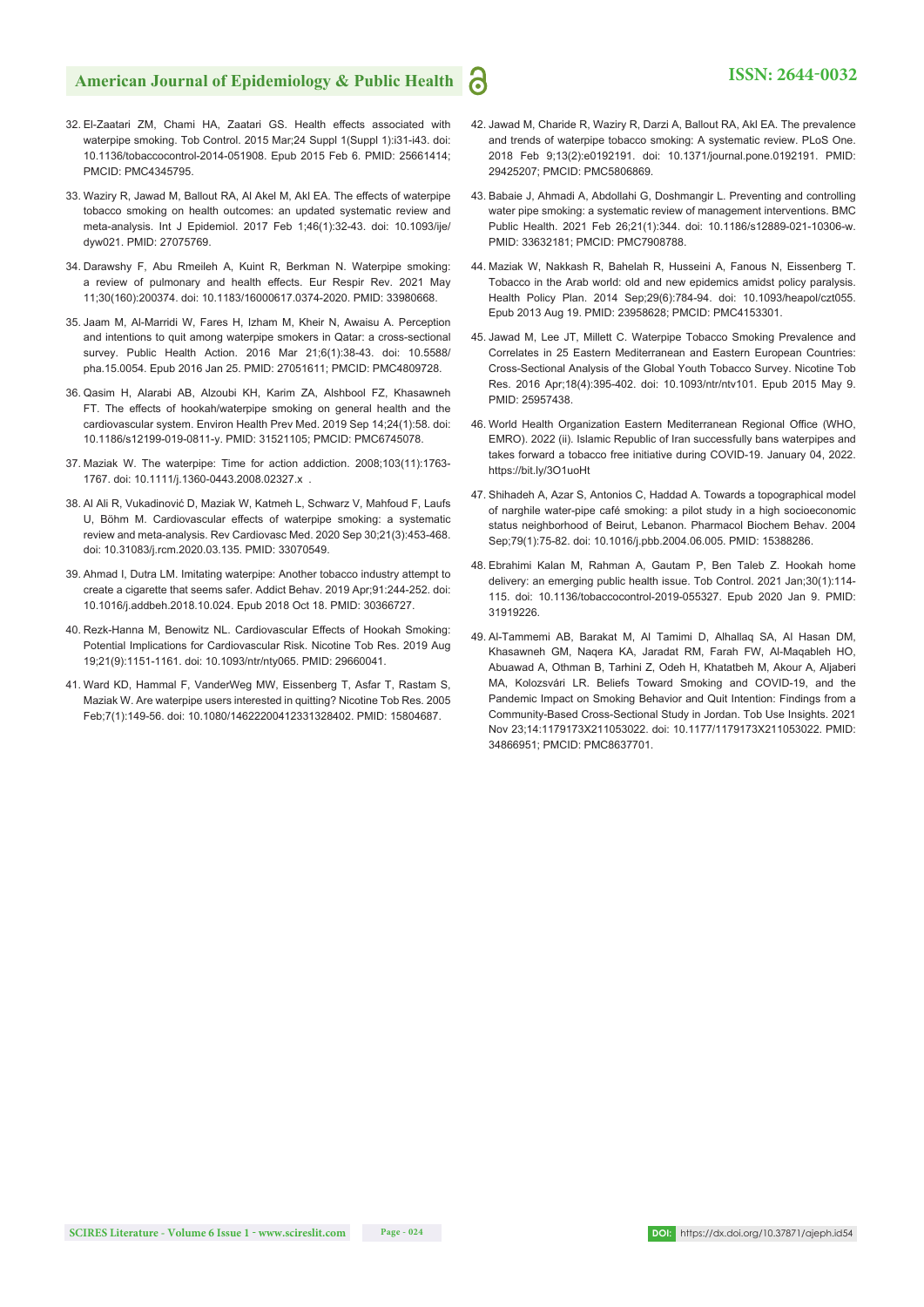32. El-Zaatari ZM, Chami HA, Zaatari GS. Health effects associated with waterpipe smoking. Tob Control. 2015 Mar;24 Suppl 1(Suppl 1):i31-i43. doi: 10.1136/tobaccocontrol-2014-051908. Epub 2015 Feb 6. PMID: 25661414; PMCID: PMC4345795.

33. Waziry R, Jawad M, Ballout RA, Al Akel M, Akl EA. The effects of waterpipe tobacco smoking on health outcomes: an updated systematic review and meta-analysis. Int J Epidemiol. 2017 Feb 1;46(1):32-43. doi: 10.1093/ije/dyw021. PMID: 27075769.

34. Darawshy F, Abu Rmeileh A, Kuint R, Berkman N. Waterpipe smoking: a review of pulmonary and health effects. Eur Respir Rev. 2021 May 11;30(160):200374. doi: 10.1183/16000617.0374-2020. PMID: 33980668.

35. Jaam M, Al-Marridi W, Fares H, Izham M, Kheir N, Awaisu A. Perception and intentions to quit among waterpipe smokers in Qatar: a cross-sectional survey. Public Health Action. 2016 Mar 21;6(1):38-43. doi: 10.5588/pha.15.0054. Epub 2016 Jan 25. PMID: 27051611; PMCID: PMC4809728.

36. Qasim H, Alarabi AB, Alzoubi KH, Karim ZA, Alshbool FZ, Khasawneh FT. The effects of hookah/waterpipe smoking on general health and the cardiovascular system. Environ Health Prev Med. 2019 Sep 14;24(1):58. doi: 10.1186/s12199-019-0811-y. PMID: 31521105; PMCID: PMC6745078.

37. Maziak W. The waterpipe: Time for action addiction. 2008;103(11):1763-1767. doi: 10.1111/j.1360-0443.2008.02327.x .

38. Al Ali R, Vukadinović D, Maziak W, Katmeh L, Schwarz V, Mahfoud F, Laufs U, Böhm M. Cardiovascular effects of waterpipe smoking: a systematic review and meta-analysis. Rev Cardiovasc Med. 2020 Sep 30;21(3):453-468. doi: 10.31083/j.rcm.2020.03.135. PMID: 33070549.

39. Ahmad I, Dutra LM. Imitating waterpipe: Another tobacco industry attempt to create a cigarette that seems safer. Addict Behav. 2019 Apr;91:244-252. doi: 10.1016/j.addbeh.2018.10.024. Epub 2018 Oct 18. PMID: 30366727.

40. Rezk-Hanna M, Benowitz NL. Cardiovascular Effects of Hookah Smoking: Potential Implications for Cardiovascular Risk. Nicotine Tob Res. 2019 Aug 19;21(9):1151-1161. doi: 10.1093/ntr/nty065. PMID: 29660041.

41. Ward KD, Hammal F, VanderWeg MW, Eissenberg T, Asfar T, Rastam S, Maziak W. Are waterpipe users interested in quitting? Nicotine Tob Res. 2005 Feb;7(1):149-56. doi: 10.1080/14622200412331328402. PMID: 15804687.

42. Jawad M, Charide R, Waziry R, Darzi A, Ballout RA, Akl EA. The prevalence and trends of waterpipe tobacco smoking: A systematic review. PLoS One. 2018 Feb 9;13(2):e0192191. doi: 10.1371/journal.pone.0192191. PMID: 29425207; PMCID: PMC5806869.

43. Babaie J, Ahmadi A, Abdollahi G, Doshmangir L. Preventing and controlling water pipe smoking: a systematic review of management interventions. BMC Public Health. 2021 Feb 26;21(1):344. doi: 10.1186/s12889-021-10306-w. PMID: 33632181; PMCID: PMC7908788.

44. Maziak W, Nakkash R, Bahelah R, Husseini A, Fanous N, Eissenberg T. Tobacco in the Arab world: old and new epidemics amidst policy paralysis. Health Policy Plan. 2014 Sep;29(6):784-94. doi: 10.1093/heapol/czt055. Epub 2013 Aug 19. PMID: 23958628; PMCID: PMC4153301.

45. Jawad M, Lee JT, Millett C. Waterpipe Tobacco Smoking Prevalence and Correlates in 25 Eastern Mediterranean and Eastern European Countries: Cross-Sectional Analysis of the Global Youth Tobacco Survey. Nicotine Tob Res. 2016 Apr;18(4):395-402. doi: 10.1093/ntr/ntv101. Epub 2015 May 9. PMID: 25957438.

46. World Health Organization Eastern Mediterranean Regional Office (WHO, EMRO). 2022 (ii). Islamic Republic of Iran successfully bans waterpipes and takes forward a tobacco free initiative during COVID-19. January 04, 2022. https://bit.ly/3O1uoHt

47. Shihadeh A, Azar S, Antonios C, Haddad A. Towards a topographical model of narghile water-pipe café smoking: a pilot study in a high socioeconomic status neighborhood of Beirut, Lebanon. Pharmacol Biochem Behav. 2004 Sep;79(1):75-82. doi: 10.1016/j.pbb.2004.06.005. PMID: 15388286.

48. Ebrahimi Kalan M, Rahman A, Gautam P, Ben Taleb Z. Hookah home delivery: an emerging public health issue. Tob Control. 2021 Jan;30(1):114-115. doi: 10.1136/tobaccocontrol-2019-055327. Epub 2020 Jan 9. PMID: 31919226.

49. Al-Tammemi AB, Barakat M, Al Tamimi D, Alhallaq SA, Al Hasan DM, Khasawneh GM, Naqera KA, Jaradat RM, Farah FW, Al-Maqableh HO, Abuawad A, Othman B, Tarhini Z, Odeh H, Khatatbeh M, Akour A, Aljaberi MA, Kolozsvári LR. Beliefs Toward Smoking and COVID-19, and the Pandemic Impact on Smoking Behavior and Quit Intention: Findings from a Community-Based Cross-Sectional Study in Jordan. Tob Use Insights. 2021 Nov 23;14:1179173X211053022. doi: 10.1177/1179173X211053022. PMID: 34866951; PMCID: PMC8637701.